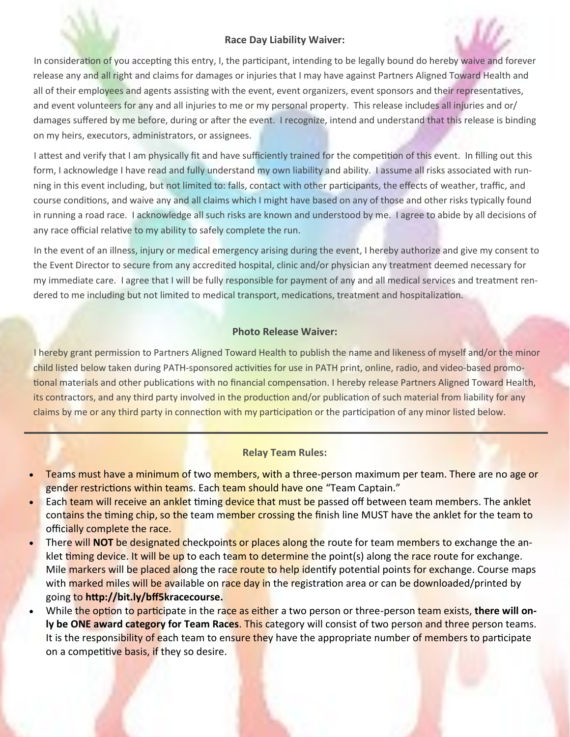## Race Day Liability Waiver:

In consideration of you accepting this entry, I, the participant, intending to be legally bound do hereby waive and forever release any and all right and claims for damages or injuries that I may have against Partners Aligned Toward Health and all of their employees and agents assisting with the event, event organizers, event sponsors and their representatives, and event volunteers for any and all injuries to me or my personal property. This release includes all injuries and or/ damages suffered by me before, during or after the event. I recognize, intend and understand that this release is binding on my heirs, executors, administrators, or assignees.

I attest and verify that I am physically fit and have sufficiently trained for the competition of this event. In filling out this form, I acknowledge I have read and fully understand my own liability and ability. I assume all risks associated with running in this event including, but not limited to: falls, contact with other participants, the effects of weather, traffic, and course conditions, and waive any and all claims which I might have based on any of those and other risks typically found in running a road race. I acknowledge all such risks are known and understood by me. I agree to abide by all decisions of any race official relative to my ability to safely complete the run.

In the event of an illness, injury or medical emergency arising during the event, I hereby authorize and give my consent to the Event Director to secure from any accredited hospital, clinic and/or physician any treatment deemed necessary for my immediate care. I agree that I will be fully responsible for payment of any and all medical services and treatment rendered to me including but not limited to medical transport, medications, treatment and hospitalization.

## Photo Release Waiver:

I hereby grant permission to Partners Aligned Toward Health to publish the name and likeness of myself and/or the minor child listed below taken during PATH-sponsored activities for use in PATH print, online, radio, and video-based promotional materials and other publications with no financial compensation. I hereby release Partners Aligned Toward Health, its contractors, and any third party involved in the production and/or publication of such material from liability for any claims by me or any third party in connection with my participation or the participation of any minor listed below.

---

## Relay Team Rules:

- Teams must have a minimum of two members, with a three-person maximum per team. There are no age or gender restrictions within teams. Each team should have one "Team Captain."
- Each team will receive an anklet timing device that must be passed off between team members. The anklet contains the timing chip, so the team member crossing the finish line MUST have the anklet for the team to officially complete the race.
- There will **NOT** be designated checkpoints or places along the route for team members to exchange the anklet timing device. It will be up to each team to determine the point(s) along the race route for exchange. Mile markers will be placed along the race route to help identify potential points for exchange. Course maps with marked miles will be available on race day in the registration area or can be downloaded/printed by going to **http://bit.ly/bff5kracecourse.**
- While the option to participate in the race as either a two person or three-person team exists, **there will only be ONE award category for Team Races**. This category will consist of two person and three person teams. It is the responsibility of each team to ensure they have the appropriate number of members to participate on a competitive basis, if they so desire.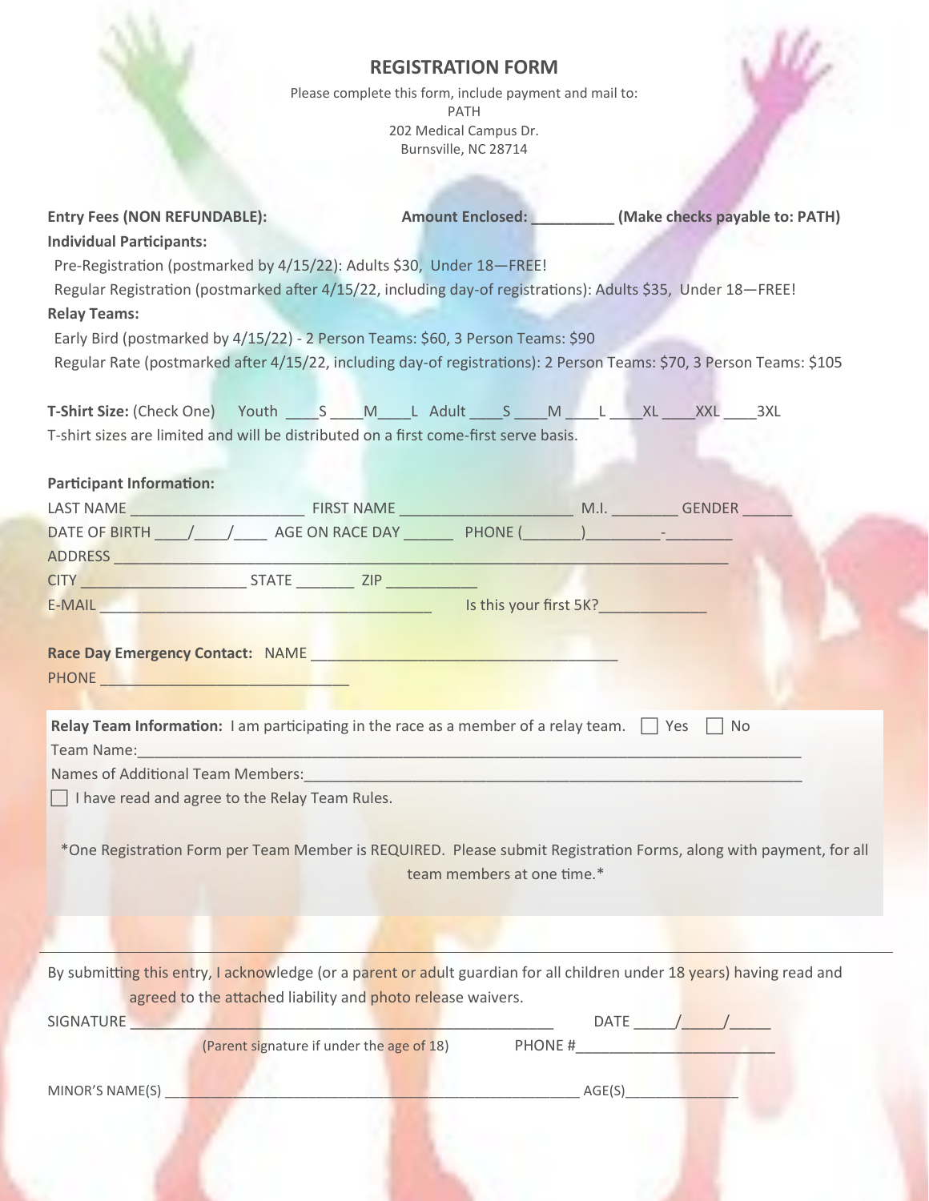# REGISTRATION FORM

Please complete this form, include payment and mail to:
PATH
202 Medical Campus Dr.
Burnsville, NC 28714

**Entry Fees (NON REFUNDABLE):** **Amount Enclosed: __________ (Make checks payable to: PATH)**

**Individual Participants:**

Pre-Registration (postmarked by 4/15/22): Adults $30, Under 18—FREE!

Regular Registration (postmarked after 4/15/22, including day-of registrations): Adults $35, Under 18—FREE!

**Relay Teams:**

Early Bird (postmarked by 4/15/22) - 2 Person Teams: $60, 3 Person Teams: $90

Regular Rate (postmarked after 4/15/22, including day-of registrations): 2 Person Teams: $70, 3 Person Teams: $105

**T-Shirt Size:** (Check One) Youth ____S ____M____L Adult ____S ____M ____L ____XL ____XXL ____3XL

T-shirt sizes are limited and will be distributed on a first come-first serve basis.

**Participant Information:**

LAST NAME ____________________ FIRST NAME ____________________ M.I. ________ GENDER ______

DATE OF BIRTH ____/____/____ AGE ON RACE DAY ______ PHONE (_______)_________-________

ADDRESS ________________________________________________________________________

CITY ___________________ STATE _______ ZIP __________

E-MAIL ______________________________________ Is this your first 5K?____________

**Race Day Emergency Contact:** NAME ___________________________________

PHONE ____________________________

**Relay Team Information:** I am participating in the race as a member of a relay team. ☐ Yes ☐ No

Team Name:________________________________________________________________________

Names of Additional Team Members:_________________________________________________________

☐ I have read and agree to the Relay Team Rules.

*One Registration Form per Team Member is REQUIRED. Please submit Registration Forms, along with payment, for all team members at one time.*

---

By submitting this entry, I acknowledge (or a parent or adult guardian for all children under 18 years) having read and agreed to the attached liability and photo release waivers.

SIGNATURE _________________________________________________ DATE _____/_____/_____

(Parent signature if under the age of 18) PHONE #______________________

MINOR'S NAME(S) ________________________________________________ AGE(S)_____________